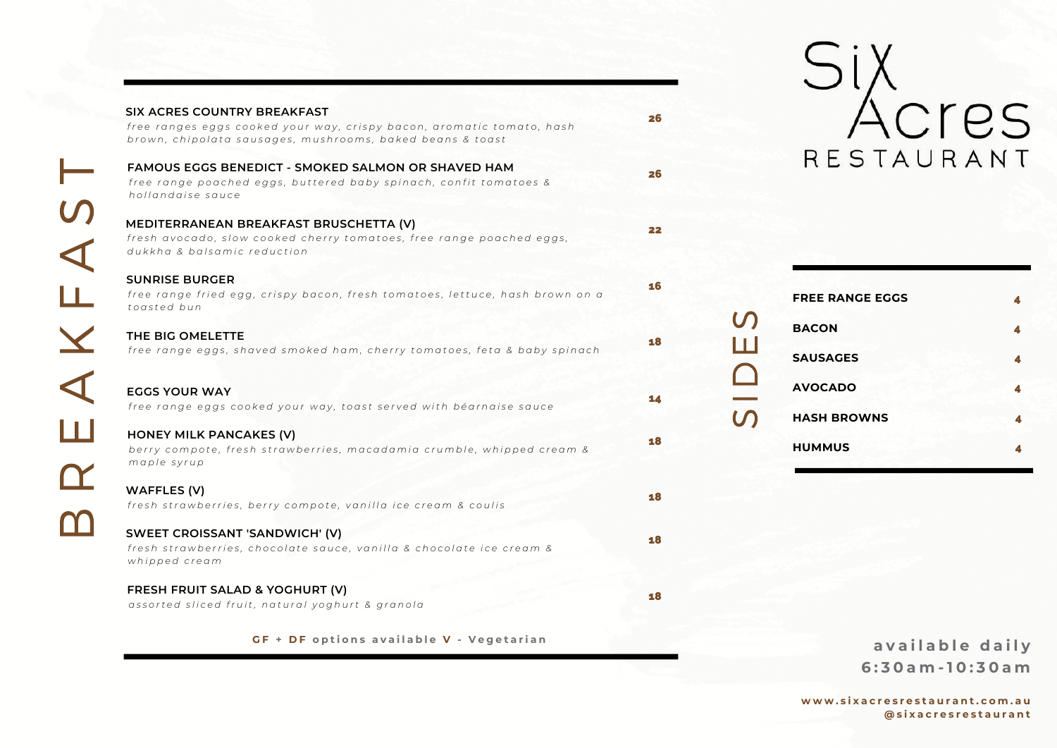# Six Acres RESTAURANT

## BREAKFAST

**SIX ACRES COUNTRY BREAKFAST** — **26**
*free ranges eggs cooked your way, crispy bacon, aromatic tomato, hash brown, chipolata sausages, mushrooms, baked beans & toast*

**FAMOUS EGGS BENEDICT - SMOKED SALMON OR SHAVED HAM** — **26**
*free range poached eggs, buttered baby spinach, confit tomatoes & hollandaise sauce*

**MEDITERRANEAN BREAKFAST BRUSCHETTA (V)** — **22**
*fresh avocado, slow cooked cherry tomatoes, free range poached eggs, dukkha & balsamic reduction*

**SUNRISE BURGER** — **16**
*free range fried egg, crispy bacon, fresh tomatoes, lettuce, hash brown on a toasted bun*

**THE BIG OMELETTE** — **18**
*free range eggs, shaved smoked ham, cherry tomatoes, feta & baby spinach*

**EGGS YOUR WAY** — **14**
*free range eggs cooked your way, toast served with béarnaise sauce*

**HONEY MILK PANCAKES (V)** — **18**
*berry compote, fresh strawberries, macadamia crumble, whipped cream & maple syrup*

**WAFFLES (V)** — **18**
*fresh strawberries, berry compote, vanilla ice cream & coulis*

**SWEET CROISSANT 'SANDWICH' (V)** — **18**
*fresh strawberries, chocolate sauce, vanilla & chocolate ice cream & whipped cream*

**FRESH FRUIT SALAD & YOGHURT (V)** — **18**
*assorted sliced fruit, natural yoghurt & granola*

**GF + DF options available V - Vegetarian**

## SIDES

| | |
|---|---|
| **FREE RANGE EGGS** | 4 |
| **BACON** | 4 |
| **SAUSAGES** | 4 |
| **AVOCADO** | 4 |
| **HASH BROWNS** | 4 |
| **HUMMUS** | 4 |

**available daily**
**6:30am-10:30am**

**www.sixacresrestaurant.com.au**
**@sixacresrestaurant**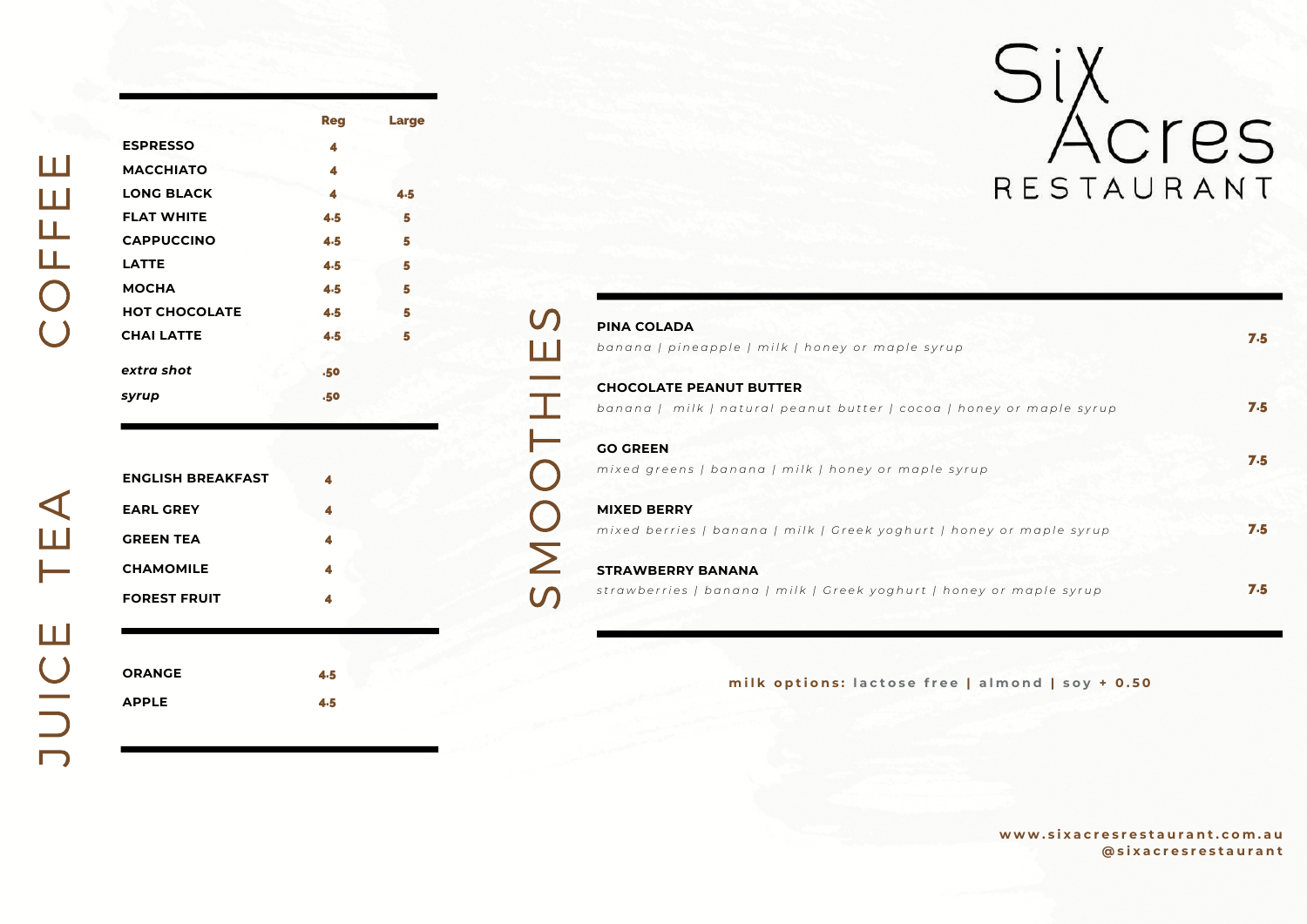# Six Acres RESTAURANT

## COFFEE

| | Reg | Large |
|---|---|---|
| ESPRESSO | 4 | |
| MACCHIATO | 4 | |
| LONG BLACK | 4 | 4.5 |
| FLAT WHITE | 4.5 | 5 |
| CAPPUCCINO | 4.5 | 5 |
| LATTE | 4.5 | 5 |
| MOCHA | 4.5 | 5 |
| HOT CHOCOLATE | 4.5 | 5 |
| CHAI LATTE | 4.5 | 5 |
| *extra shot* | .50 | |
| *syrup* | .50 | |

## TEA

| | |
|---|---|
| ENGLISH BREAKFAST | 4 |
| EARL GREY | 4 |
| GREEN TEA | 4 |
| CHAMOMILE | 4 |
| FOREST FRUIT | 4 |

## JUICE

| | |
|---|---|
| ORANGE | 4.5 |
| APPLE | 4.5 |

## SMOOTHIES

**PINA COLADA** — 7.5
*banana | pineapple | milk | honey or maple syrup*

**CHOCOLATE PEANUT BUTTER** — 7.5
*banana | milk | natural peanut butter | cocoa | honey or maple syrup*

**GO GREEN** — 7.5
*mixed greens | banana | milk | honey or maple syrup*

**MIXED BERRY** — 7.5
*mixed berries | banana | milk | Greek yoghurt | honey or maple syrup*

**STRAWBERRY BANANA** — 7.5
*strawberries | banana | milk | Greek yoghurt | honey or maple syrup*

**milk options: lactose free | almond | soy + 0.50**

www.sixacresrestaurant.com.au
@sixacresrestaurant